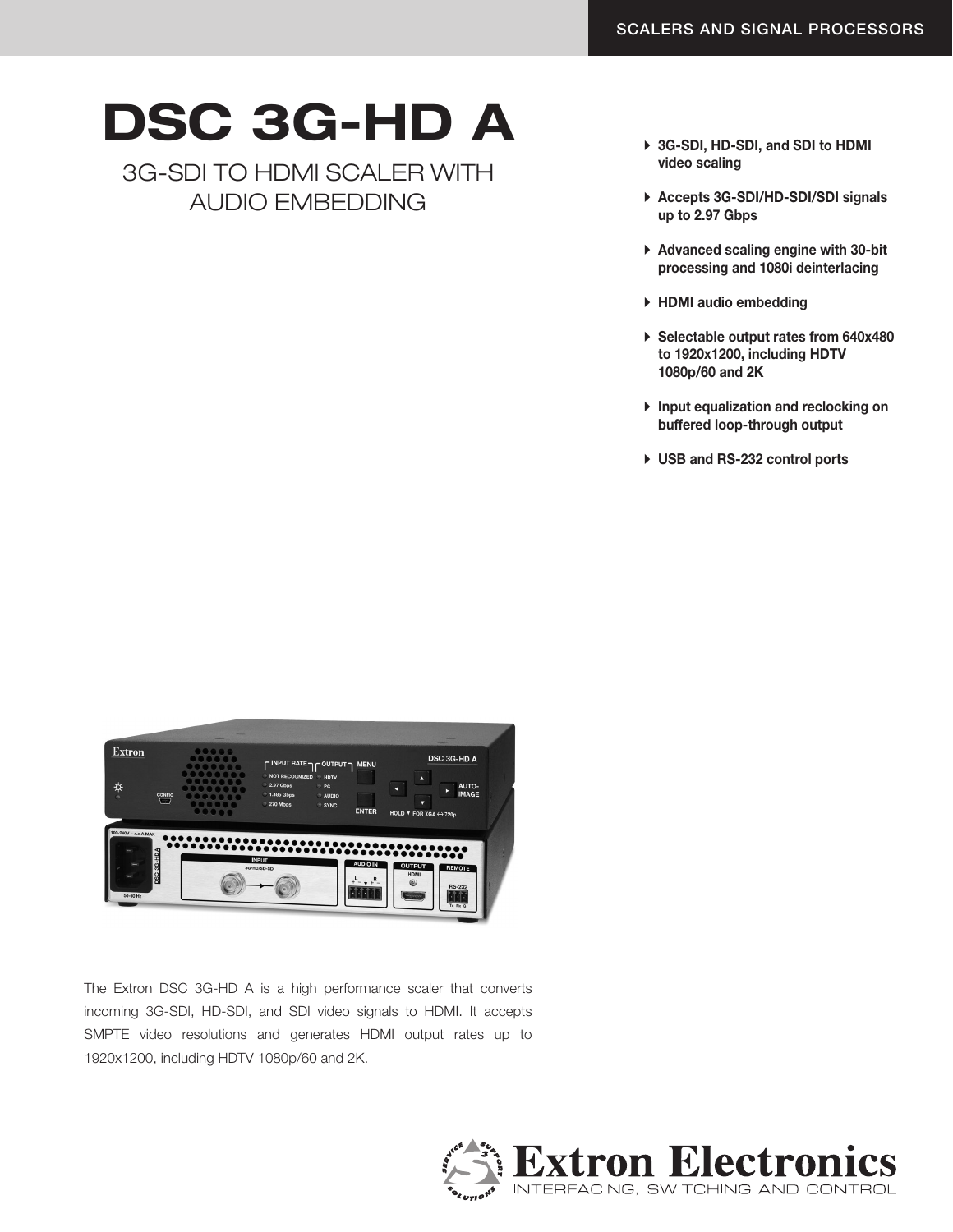SCALERS AND SIGNAL PROCESSORS

# DSC 3G-HD A

## 3G-SDI TO HDMI SCALER WITH AUDIO EMBEDDING

- **3G-SDI, HD-SDI, and SDI to HDMI video scaling**
- **Accepts 3G-SDI/HD-SDI/SDI signals up to 2.97 Gbps**
- **Advanced scaling engine with 30-bit processing and 1080i deinterlacing**
- **HDMI audio embedding**
- **Selectable output rates from 640x480 to 1920x1200, including HDTV 1080p/60 and 2K**
- **Input equalization and reclocking on buffered loop-through output**
- **USB and RS-232 control ports**

The Extron DSC 3G-HD A is a high performance scaler that converts incoming 3G-SDI, HD-SDI, and SDI video signals to HDMI. It accepts SMPTE video resolutions and generates HDMI output rates up to 1920x1200, including HDTV 1080p/60 and 2K.

Extron Electronics
INTERFACING, SWITCHING AND CONTROL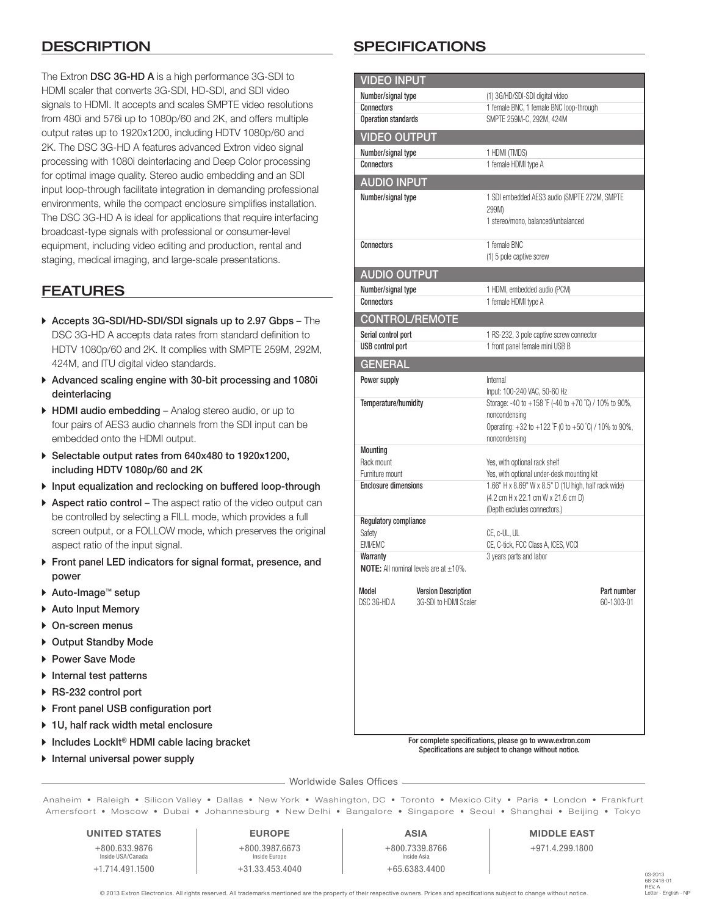## DESCRIPTION

The Extron **DSC 3G-HD A** is a high performance 3G-SDI to HDMI scaler that converts 3G-SDI, HD-SDI, and SDI video signals to HDMI. It accepts and scales SMPTE video resolutions from 480i and 576i up to 1080p/60 and 2K, and offers multiple output rates up to 1920x1200, including HDTV 1080p/60 and 2K. The DSC 3G-HD A features advanced Extron video signal processing with 1080i deinterlacing and Deep Color processing for optimal image quality. Stereo audio embedding and an SDI input loop-through facilitate integration in demanding professional environments, while the compact enclosure simplifies installation. The DSC 3G-HD A is ideal for applications that require interfacing broadcast-type signals with professional or consumer-level equipment, including video editing and production, rental and staging, medical imaging, and large-scale presentations.

## FEATURES

- **Accepts 3G-SDI/HD-SDI/SDI signals up to 2.97 Gbps** – The DSC 3G-HD A accepts data rates from standard definition to HDTV 1080p/60 and 2K. It complies with SMPTE 259M, 292M, 424M, and ITU digital video standards.
- **Advanced scaling engine with 30-bit processing and 1080i deinterlacing**
- **HDMI audio embedding** – Analog stereo audio, or up to four pairs of AES3 audio channels from the SDI input can be embedded onto the HDMI output.
- **Selectable output rates from 640x480 to 1920x1200, including HDTV 1080p/60 and 2K**
- **Input equalization and reclocking on buffered loop-through**
- **Aspect ratio control** – The aspect ratio of the video output can be controlled by selecting a FILL mode, which provides a full screen output, or a FOLLOW mode, which preserves the original aspect ratio of the input signal.
- **Front panel LED indicators for signal format, presence, and power**
- **Auto-Image™ setup**
- **Auto Input Memory**
- **On-screen menus**
- **Output Standby Mode**
- **Power Save Mode**
- **Internal test patterns**
- **RS-232 control port**
- **Front panel USB configuration port**
- **1U, half rack width metal enclosure**
- **Includes LockIt® HDMI cable lacing bracket**
- **Internal universal power supply**

## SPECIFICATIONS

### VIDEO INPUT

| | |
|---|---|
| Number/signal type | (1) 3G/HD/SDI-SDI digital video |
| Connectors | 1 female BNC, 1 female BNC loop-through |
| Operation standards | SMPTE 259M-C, 292M, 424M |

### VIDEO OUTPUT

| | |
|---|---|
| Number/signal type | 1 HDMI (TMDS) |
| Connectors | 1 female HDMI type A |

### AUDIO INPUT

| | |
|---|---|
| Number/signal type | 1 SDI embedded AES3 audio (SMPTE 272M, SMPTE 299M)<br>1 stereo/mono, balanced/unbalanced |
| Connectors | 1 female BNC<br>(1) 5 pole captive screw |

### AUDIO OUTPUT

| | |
|---|---|
| Number/signal type | 1 HDMI, embedded audio (PCM) |
| Connectors | 1 female HDMI type A |

### CONTROL/REMOTE

| | |
|---|---|
| Serial control port | 1 RS-232, 3 pole captive screw connector |
| USB control port | 1 front panel female mini USB B |

### GENERAL

| | |
|---|---|
| Power supply | Internal<br>Input: 100-240 VAC, 50-60 Hz |
| Temperature/humidity | Storage: -40 to +158 °F (-40 to +70 °C) / 10% to 90%, noncondensing<br>Operating: +32 to +122 °F (0 to +50 °C) / 10% to 90%, noncondensing |
| Mounting | |
| Rack mount | Yes, with optional rack shelf |
| Furniture mount | Yes, with optional under-desk mounting kit |
| Enclosure dimensions | 1.66" H x 8.69" W x 8.5" D (1U high, half rack wide)<br>(4.2 cm H x 22.1 cm W x 21.6 cm D)<br>(Depth excludes connectors.) |
| Regulatory compliance | |
| Safety | CE, c-UL, UL |
| EMI/EMC | CE, C-tick, FCC Class A, ICES, VCCI |
| Warranty | 3 years parts and labor |

**NOTE:** All nominal levels are at ±10%.

| Model | Version Description | Part number |
|---|---|---|
| DSC 3G-HD A | 3G-SDI to HDMI Scaler | 60-1303-01 |

For complete specifications, please go to www.extron.com
Specifications are subject to change without notice.

Worldwide Sales Offices

Anaheim • Raleigh • Silicon Valley • Dallas • New York • Washington, DC • Toronto • Mexico City • Paris • London • Frankfurt
Amersfoort • Moscow • Dubai • Johannesburg • New Delhi • Bangalore • Singapore • Seoul • Shanghai • Beijing • Tokyo

| UNITED STATES | EUROPE | ASIA | MIDDLE EAST |
|---|---|---|---|
| +800.633.9876 Inside USA/Canada | +800.3987.6673 Inside Europe | +800.7339.8766 Inside Asia | +971.4.299.1800 |
| +1.714.491.1500 | +31.33.453.4040 | +65.6383.4400 | |

03-2013
68-2418-01
REV. A
Letter - English - NP

© 2013 Extron Electronics. All rights reserved. All trademarks mentioned are the property of their respective owners. Prices and specifications subject to change without notice.